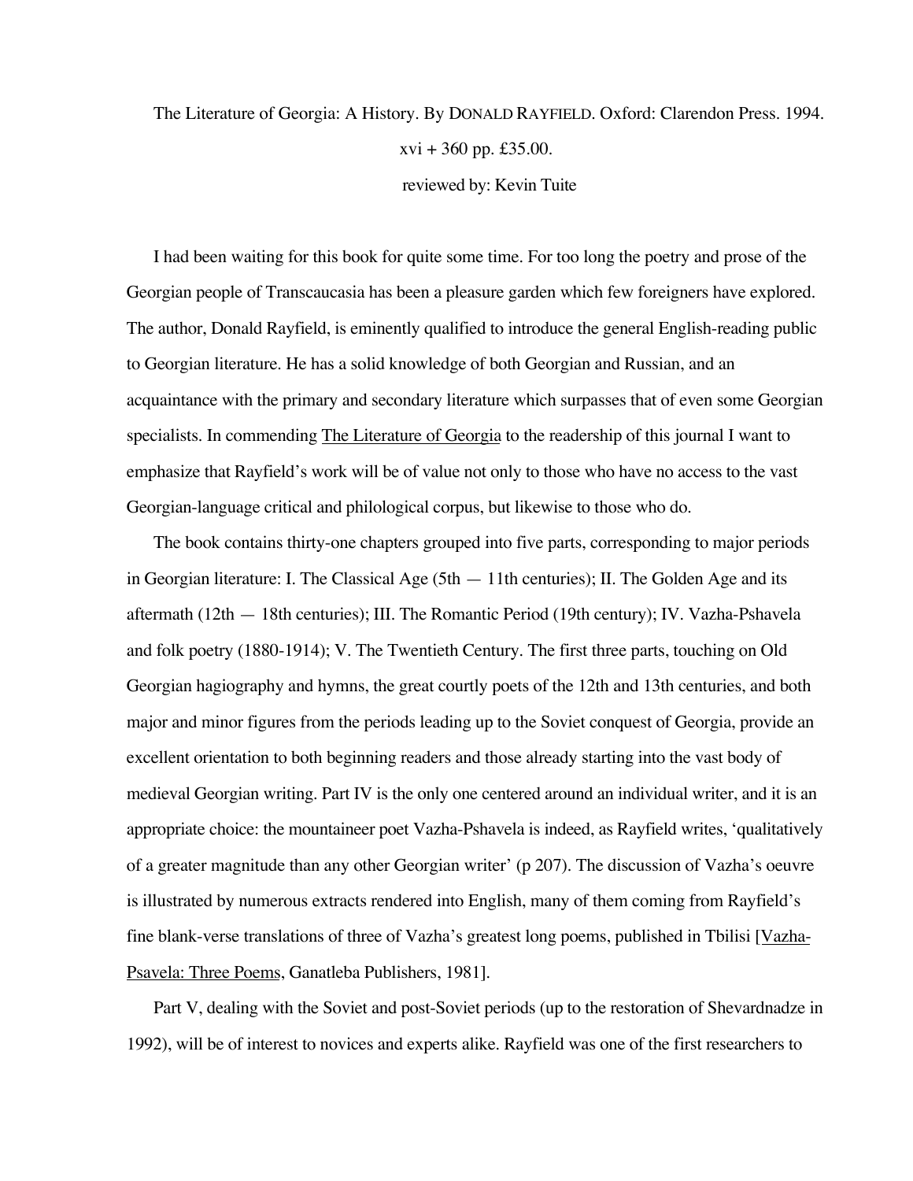The Literature of Georgia: A History. By DONALD RAYFIELD. Oxford: Clarendon Press. 1994. xvi + 360 pp. £35.00.

reviewed by: Kevin Tuite

I had been waiting for this book for quite some time. For too long the poetry and prose of the Georgian people of Transcaucasia has been a pleasure garden which few foreigners have explored. The author, Donald Rayfield, is eminently qualified to introduce the general English-reading public to Georgian literature. He has a solid knowledge of both Georgian and Russian, and an acquaintance with the primary and secondary literature which surpasses that of even some Georgian specialists. In commending The Literature of Georgia to the readership of this journal I want to emphasize that Rayfield's work will be of value not only to those who have no access to the vast Georgian-language critical and philological corpus, but likewise to those who do.

The book contains thirty-one chapters grouped into five parts, corresponding to major periods in Georgian literature: I. The Classical Age (5th — 11th centuries); II. The Golden Age and its aftermath (12th — 18th centuries); III. The Romantic Period (19th century); IV. Vazha-Pshavela and folk poetry (1880-1914); V. The Twentieth Century. The first three parts, touching on Old Georgian hagiography and hymns, the great courtly poets of the 12th and 13th centuries, and both major and minor figures from the periods leading up to the Soviet conquest of Georgia, provide an excellent orientation to both beginning readers and those already starting into the vast body of medieval Georgian writing. Part IV is the only one centered around an individual writer, and it is an appropriate choice: the mountaineer poet Vazha-Pshavela is indeed, as Rayfield writes, 'qualitatively of a greater magnitude than any other Georgian writer' (p 207). The discussion of Vazha's oeuvre is illustrated by numerous extracts rendered into English, many of them coming from Rayfield's fine blank-verse translations of three of Vazha's greatest long poems, published in Tbilisi [Vazha-Psavela: Three Poems, Ganatleba Publishers, 1981].

Part V, dealing with the Soviet and post-Soviet periods (up to the restoration of Shevardnadze in 1992), will be of interest to novices and experts alike. Rayfield was one of the first researchers to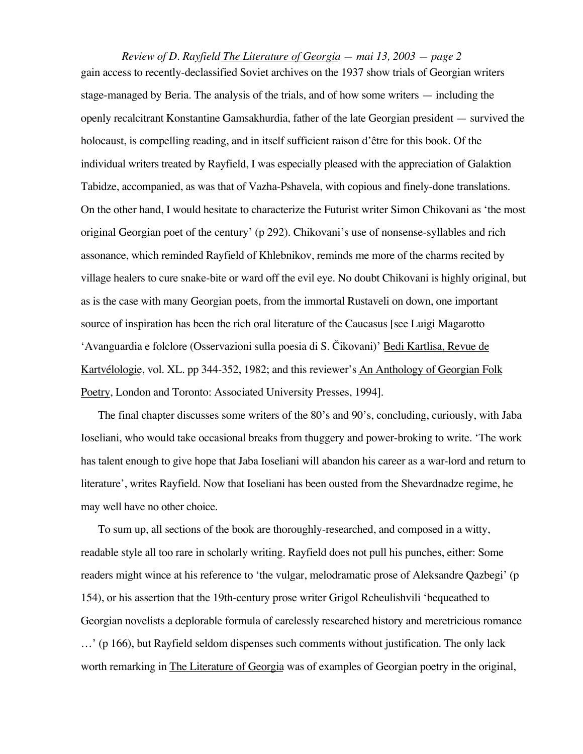gain access to recently-declassified Soviet archives on the 1937 show trials of Georgian writers stage-managed by Beria. The analysis of the trials, and of how some writers — including the openly recalcitrant Konstantine Gamsakhurdia, father of the late Georgian president — survived the holocaust, is compelling reading, and in itself sufficient raison d'être for this book. Of the individual writers treated by Rayfield, I was especially pleased with the appreciation of Galaktion Tabidze, accompanied, as was that of Vazha-Pshavela, with copious and finely-done translations. On the other hand, I would hesitate to characterize the Futurist writer Simon Chikovani as 'the most original Georgian poet of the century' (p 292). Chikovani's use of nonsense-syllables and rich assonance, which reminded Rayfield of Khlebnikov, reminds me more of the charms recited by village healers to cure snake-bite or ward off the evil eye. No doubt Chikovani is highly original, but as is the case with many Georgian poets, from the immortal Rustaveli on down, one important source of inspiration has been the rich oral literature of the Caucasus [see Luigi Magarotto 'Avanguardia e folclore (Osservazioni sulla poesia di S. Čikovani)' Bedi Kartlisa, Revue de Kartvélologie, vol. XL. pp 344-352, 1982; and this reviewer's An Anthology of Georgian Folk Poetry, London and Toronto: Associated University Presses, 1994].

The final chapter discusses some writers of the 80's and 90's, concluding, curiously, with Jaba Ioseliani, who would take occasional breaks from thuggery and power-broking to write. 'The work has talent enough to give hope that Jaba Ioseliani will abandon his career as a war-lord and return to literature', writes Rayfield. Now that Ioseliani has been ousted from the Shevardnadze regime, he may well have no other choice.

To sum up, all sections of the book are thoroughly-researched, and composed in a witty, readable style all too rare in scholarly writing. Rayfield does not pull his punches, either: Some readers might wince at his reference to 'the vulgar, melodramatic prose of Aleksandre Qazbegi' (p 154), or his assertion that the 19th-century prose writer Grigol Rcheulishvili 'bequeathed to Georgian novelists a deplorable formula of carelessly researched history and meretricious romance …' (p 166), but Rayfield seldom dispenses such comments without justification. The only lack worth remarking in The Literature of Georgia was of examples of Georgian poetry in the original,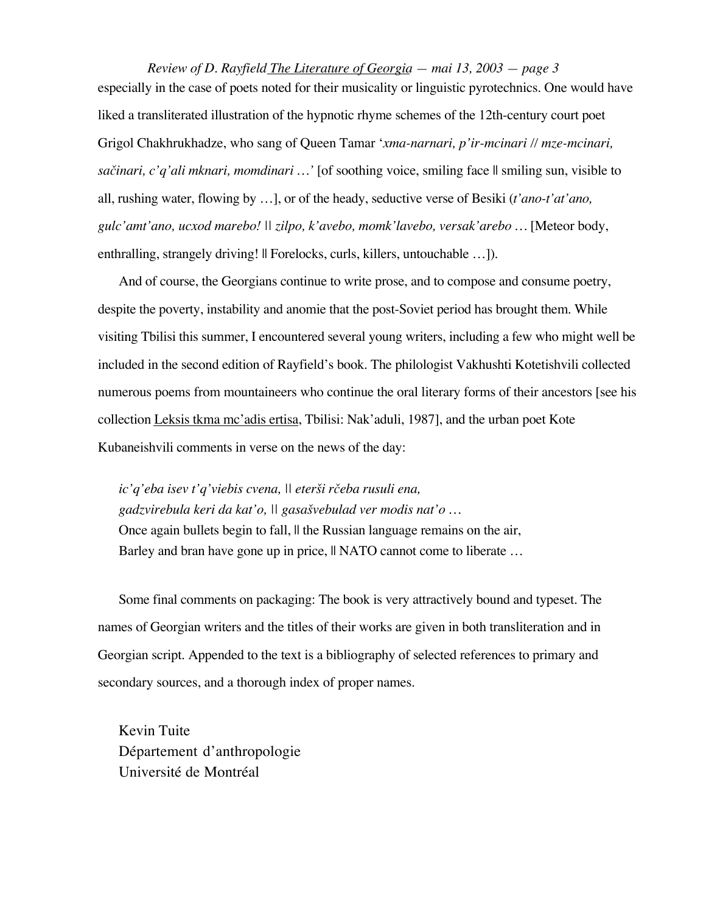especially in the case of poets noted for their musicality or linguistic pyrotechnics. One would have liked a transliterated illustration of the hypnotic rhyme schemes of the 12th-century court poet Grigol Chakhrukhadze, who sang of Queen Tamar '*xma-narnari, p'ir-mcinari // mze-mcinari, sačinari, c'q'ali mknari, momdinari …*' [of soothing voice, smiling face ‖ smiling sun, visible to all, rushing water, flowing by …], or of the heady, seductive verse of Besiki (*t'ano-t'at'ano, gulc'amt'ano, ucxod marebo! || zilpo, k'avebo, momk'lavebo, versak'arebo* … [Meteor body, enthralling, strangely driving! ‖ Forelocks, curls, killers, untouchable …]).

And of course, the Georgians continue to write prose, and to compose and consume poetry, despite the poverty, instability and anomie that the post-Soviet period has brought them. While visiting Tbilisi this summer, I encountered several young writers, including a few who might well be included in the second edition of Rayfield's book. The philologist Vakhushti Kotetishvili collected numerous poems from mountaineers who continue the oral literary forms of their ancestors [see his collection Leksis tkma mc'adis ertisa, Tbilisi: Nak'aduli, 1987], and the urban poet Kote Kubaneishvili comments in verse on the news of the day:

> *ic'q'eba isev t'q'viebis cvena, || eterši rčeba rusuli ena,*
> *gadzvirebula keri da kat'o, || gasašvebulad ver modis nat'o …*
> Once again bullets begin to fall, ‖ the Russian language remains on the air,
> Barley and bran have gone up in price, ‖ NATO cannot come to liberate …

Some final comments on packaging: The book is very attractively bound and typeset. The names of Georgian writers and the titles of their works are given in both transliteration and in Georgian script. Appended to the text is a bibliography of selected references to primary and secondary sources, and a thorough index of proper names.

Kevin Tuite
Département d'anthropologie
Université de Montréal